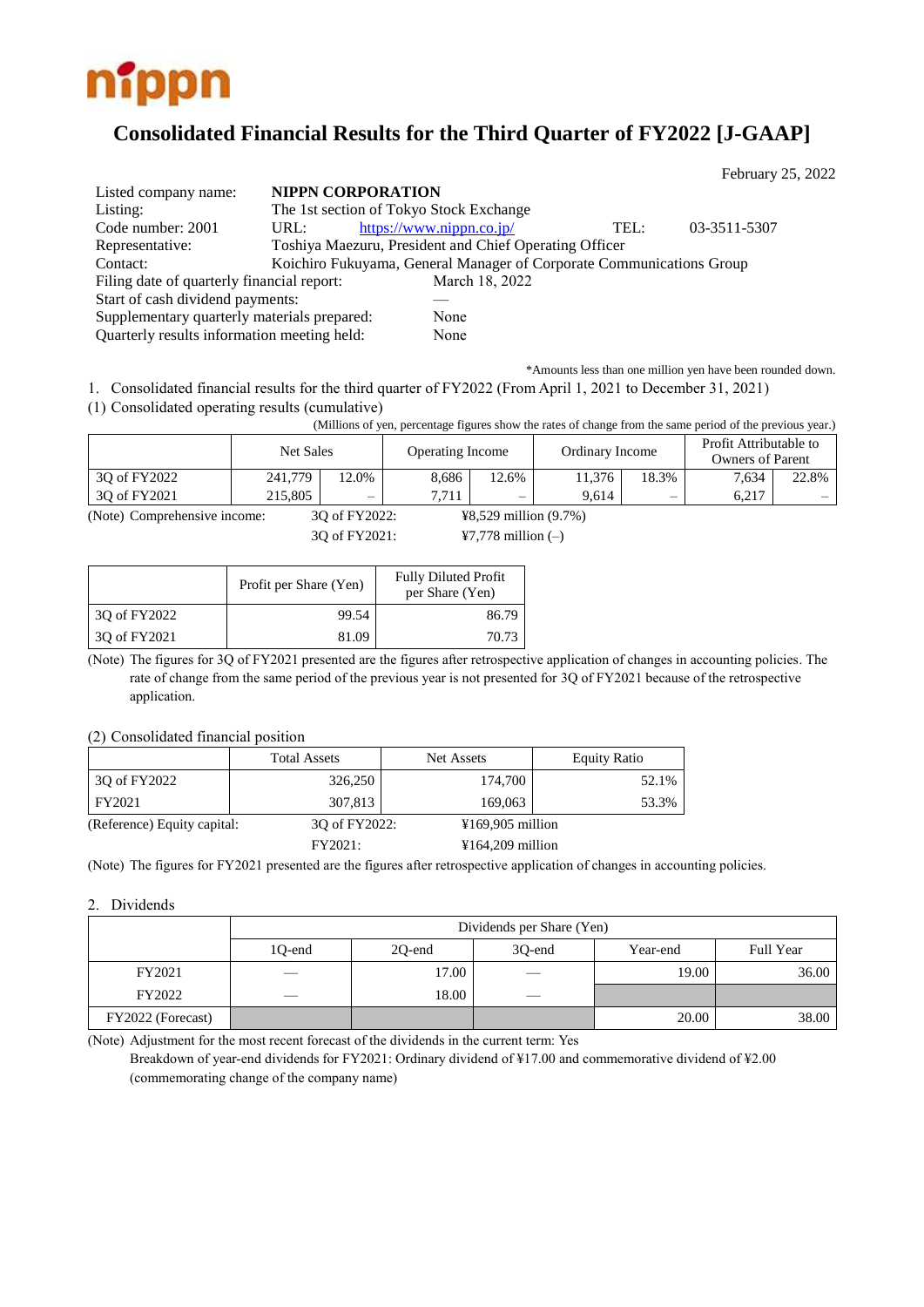nippn

# Consolidated Financial Results for the Third Quarter of FY2022 [J-GAAP]

February 25, 2022

| | | | |
|---|---|---|---|
| Listed company name: | **NIPPN CORPORATION** | | |
| Listing: | The 1st section of Tokyo Stock Exchange | | |
| Code number: 2001 | URL: https://www.nippn.co.jp/ | TEL: | 03-3511-5307 |
| Representative: | Toshiya Maezuru, President and Chief Operating Officer | | |
| Contact: | Koichiro Fukuyama, General Manager of Corporate Communications Group | | |
| Filing date of quarterly financial report: | March 18, 2022 | | |
| Start of cash dividend payments: | — | | |
| Supplementary quarterly materials prepared: | None | | |
| Quarterly results information meeting held: | None | | |

*Amounts less than one million yen have been rounded down.

1. Consolidated financial results for the third quarter of FY2022 (From April 1, 2021 to December 31, 2021)

(1) Consolidated operating results (cumulative)

(Millions of yen, percentage figures show the rates of change from the same period of the previous year.)

| | Net Sales | | Operating Income | | Ordinary Income | | Profit Attributable to Owners of Parent | |
|---|---|---|---|---|---|---|---|---|
| 3Q of FY2022 | 241,779 | 12.0% | 8,686 | 12.6% | 11,376 | 18.3% | 7,634 | 22.8% |
| 3Q of FY2021 | 215,805 | – | 7,711 | – | 9,614 | – | 6,217 | – |

(Note) Comprehensive income: 3Q of FY2022: ¥8,529 million (9.7%)
3Q of FY2021: ¥7,778 million (–)

| | Profit per Share (Yen) | Fully Diluted Profit per Share (Yen) |
|---|---|---|
| 3Q of FY2022 | 99.54 | 86.79 |
| 3Q of FY2021 | 81.09 | 70.73 |

(Note) The figures for 3Q of FY2021 presented are the figures after retrospective application of changes in accounting policies. The rate of change from the same period of the previous year is not presented for 3Q of FY2021 because of the retrospective application.

(2) Consolidated financial position

| | Total Assets | Net Assets | Equity Ratio |
|---|---|---|---|
| 3Q of FY2022 | 326,250 | 174,700 | 52.1% |
| FY2021 | 307,813 | 169,063 | 53.3% |

(Reference) Equity capital: 3Q of FY2022: ¥169,905 million
FY2021: ¥164,209 million

(Note) The figures for FY2021 presented are the figures after retrospective application of changes in accounting policies.

2. Dividends

| | Dividends per Share (Yen) | | | | |
|---|---|---|---|---|---|
| | 1Q-end | 2Q-end | 3Q-end | Year-end | Full Year |
| FY2021 | — | 17.00 | — | 19.00 | 36.00 |
| FY2022 | — | 18.00 | — | | |
| FY2022 (Forecast) | | | | 20.00 | 38.00 |

(Note) Adjustment for the most recent forecast of the dividends in the current term: Yes
Breakdown of year-end dividends for FY2021: Ordinary dividend of ¥17.00 and commemorative dividend of ¥2.00 (commemorating change of the company name)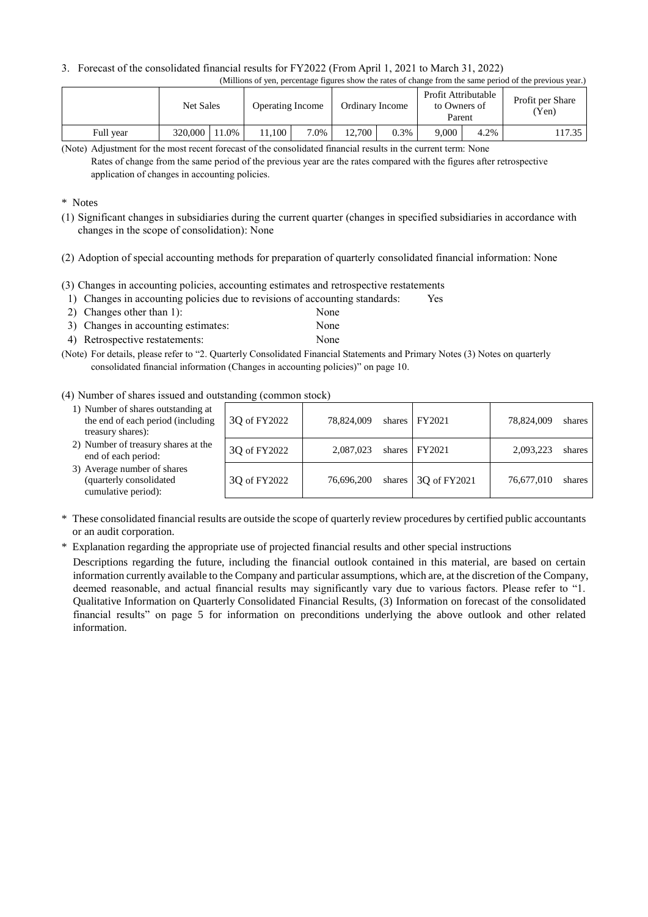3. Forecast of the consolidated financial results for FY2022 (From April 1, 2021 to March 31, 2022)

(Millions of yen, percentage figures show the rates of change from the same period of the previous year.)

| | Net Sales | | Operating Income | | Ordinary Income | | Profit Attributable to Owners of Parent | | Profit per Share (Yen) |
|---|---|---|---|---|---|---|---|---|---|
| Full year | 320,000 | 11.0% | 11,100 | 7.0% | 12,700 | 0.3% | 9,000 | 4.2% | 117.35 |

(Note) Adjustment for the most recent forecast of the consolidated financial results in the current term: None
Rates of change from the same period of the previous year are the rates compared with the figures after retrospective application of changes in accounting policies.

\* Notes

(1) Significant changes in subsidiaries during the current quarter (changes in specified subsidiaries in accordance with changes in the scope of consolidation): None

(2) Adoption of special accounting methods for preparation of quarterly consolidated financial information: None

(3) Changes in accounting policies, accounting estimates and retrospective restatements

1) Changes in accounting policies due to revisions of accounting standards: Yes
2) Changes other than 1): None
3) Changes in accounting estimates: None
4) Retrospective restatements: None

(Note) For details, please refer to "2. Quarterly Consolidated Financial Statements and Primary Notes (3) Notes on quarterly consolidated financial information (Changes in accounting policies)" on page 10.

(4) Number of shares issued and outstanding (common stock)

| | | | | |
|---|---|---|---|---|
| 1) Number of shares outstanding at the end of each period (including treasury shares): | 3Q of FY2022 | 78,824,009 shares | FY2021 | 78,824,009 shares |
| 2) Number of treasury shares at the end of each period: | 3Q of FY2022 | 2,087,023 shares | FY2021 | 2,093,223 shares |
| 3) Average number of shares (quarterly consolidated cumulative period): | 3Q of FY2022 | 76,696,200 shares | 3Q of FY2021 | 76,677,010 shares |

\* These consolidated financial results are outside the scope of quarterly review procedures by certified public accountants or an audit corporation.

\* Explanation regarding the appropriate use of projected financial results and other special instructions

Descriptions regarding the future, including the financial outlook contained in this material, are based on certain information currently available to the Company and particular assumptions, which are, at the discretion of the Company, deemed reasonable, and actual financial results may significantly vary due to various factors. Please refer to "1. Qualitative Information on Quarterly Consolidated Financial Results, (3) Information on forecast of the consolidated financial results" on page 5 for information on preconditions underlying the above outlook and other related information.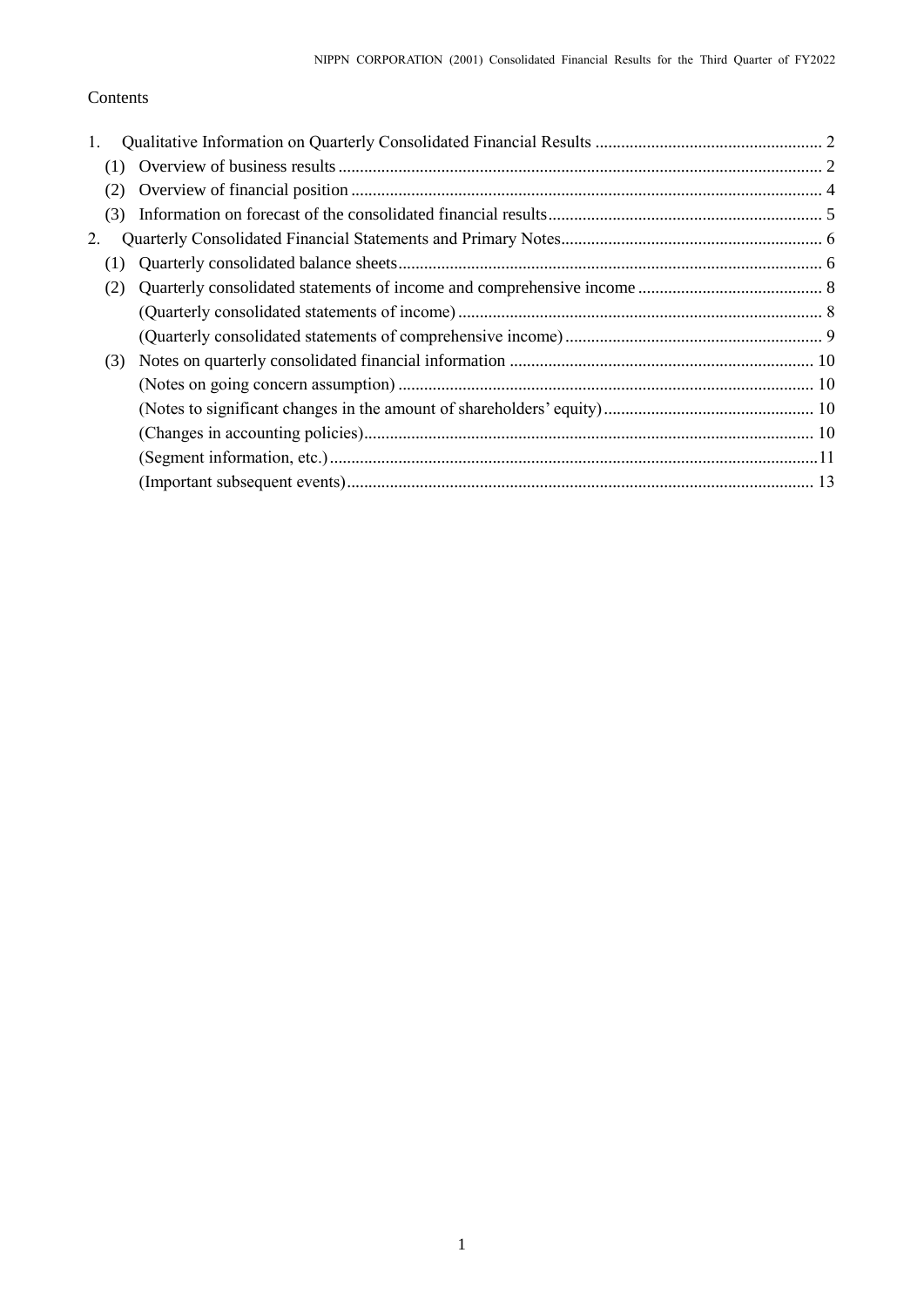Contents

1. Qualitative Information on Quarterly Consolidated Financial Results ..................................................... 2
   (1) Overview of business results ................................................................................................ 2
   (2) Overview of financial position ............................................................................................. 4
   (3) Information on forecast of the consolidated financial results................................................................ 5
2. Quarterly Consolidated Financial Statements and Primary Notes............................................................. 6
   (1) Quarterly consolidated balance sheets.................................................................................. 6
   (2) Quarterly consolidated statements of income and comprehensive income ........................................... 8
       (Quarterly consolidated statements of income) .................................................................... 8
       (Quarterly consolidated statements of comprehensive income) ............................................................ 9
   (3) Notes on quarterly consolidated financial information ....................................................................... 10
       (Notes on going concern assumption) ................................................................................ 10
       (Notes to significant changes in the amount of shareholders' equity) ................................................. 10
       (Changes in accounting policies)........................................................................................ 10
       (Segment information, etc.) .................................................................................................11
       (Important subsequent events)............................................................................................ 13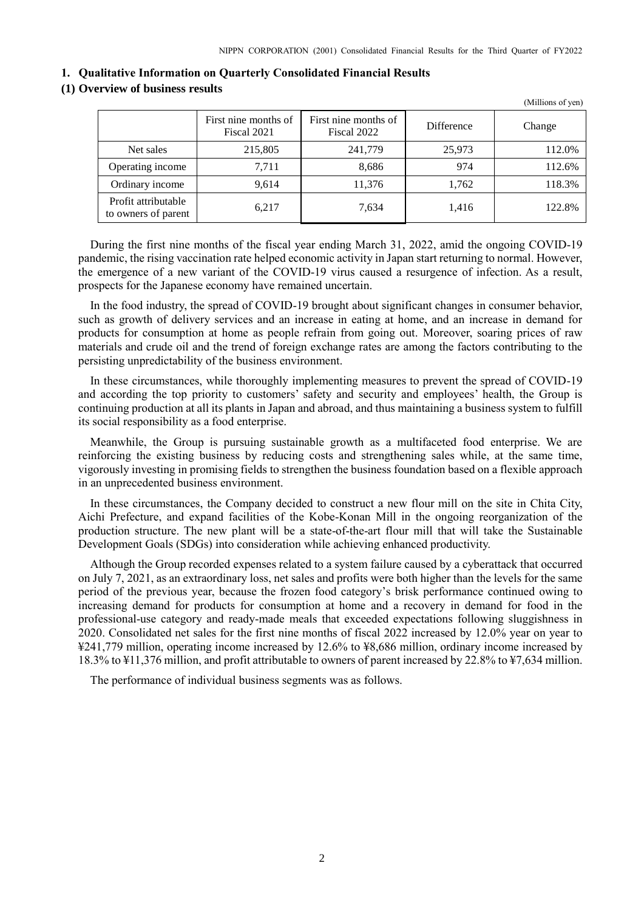## 1. Qualitative Information on Quarterly Consolidated Financial Results

### (1) Overview of business results

(Millions of yen)

| | First nine months of Fiscal 2021 | First nine months of Fiscal 2022 | Difference | Change |
|---|---|---|---|---|
| Net sales | 215,805 | 241,779 | 25,973 | 112.0% |
| Operating income | 7,711 | 8,686 | 974 | 112.6% |
| Ordinary income | 9,614 | 11,376 | 1,762 | 118.3% |
| Profit attributable to owners of parent | 6,217 | 7,634 | 1,416 | 122.8% |

During the first nine months of the fiscal year ending March 31, 2022, amid the ongoing COVID-19 pandemic, the rising vaccination rate helped economic activity in Japan start returning to normal. However, the emergence of a new variant of the COVID-19 virus caused a resurgence of infection. As a result, prospects for the Japanese economy have remained uncertain.

In the food industry, the spread of COVID-19 brought about significant changes in consumer behavior, such as growth of delivery services and an increase in eating at home, and an increase in demand for products for consumption at home as people refrain from going out. Moreover, soaring prices of raw materials and crude oil and the trend of foreign exchange rates are among the factors contributing to the persisting unpredictability of the business environment.

In these circumstances, while thoroughly implementing measures to prevent the spread of COVID-19 and according the top priority to customers' safety and security and employees' health, the Group is continuing production at all its plants in Japan and abroad, and thus maintaining a business system to fulfill its social responsibility as a food enterprise.

Meanwhile, the Group is pursuing sustainable growth as a multifaceted food enterprise. We are reinforcing the existing business by reducing costs and strengthening sales while, at the same time, vigorously investing in promising fields to strengthen the business foundation based on a flexible approach in an unprecedented business environment.

In these circumstances, the Company decided to construct a new flour mill on the site in Chita City, Aichi Prefecture, and expand facilities of the Kobe-Konan Mill in the ongoing reorganization of the production structure. The new plant will be a state-of-the-art flour mill that will take the Sustainable Development Goals (SDGs) into consideration while achieving enhanced productivity.

Although the Group recorded expenses related to a system failure caused by a cyberattack that occurred on July 7, 2021, as an extraordinary loss, net sales and profits were both higher than the levels for the same period of the previous year, because the frozen food category's brisk performance continued owing to increasing demand for products for consumption at home and a recovery in demand for food in the professional-use category and ready-made meals that exceeded expectations following sluggishness in 2020. Consolidated net sales for the first nine months of fiscal 2022 increased by 12.0% year on year to ¥241,779 million, operating income increased by 12.6% to ¥8,686 million, ordinary income increased by 18.3% to ¥11,376 million, and profit attributable to owners of parent increased by 22.8% to ¥7,634 million.

The performance of individual business segments was as follows.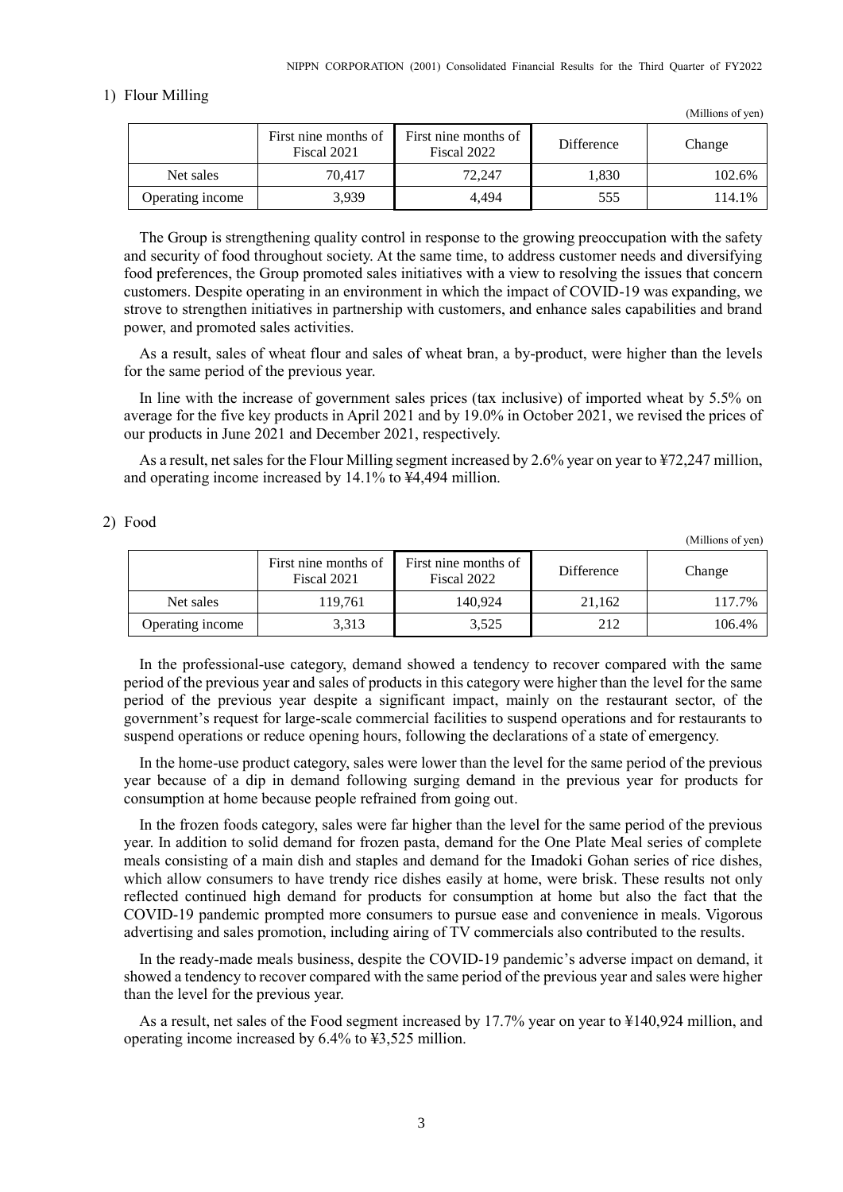1) Flour Milling

(Millions of yen)

| | First nine months of Fiscal 2021 | First nine months of Fiscal 2022 | Difference | Change |
|---|---|---|---|---|
| Net sales | 70,417 | 72,247 | 1,830 | 102.6% |
| Operating income | 3,939 | 4,494 | 555 | 114.1% |

The Group is strengthening quality control in response to the growing preoccupation with the safety and security of food throughout society. At the same time, to address customer needs and diversifying food preferences, the Group promoted sales initiatives with a view to resolving the issues that concern customers. Despite operating in an environment in which the impact of COVID-19 was expanding, we strove to strengthen initiatives in partnership with customers, and enhance sales capabilities and brand power, and promoted sales activities.

As a result, sales of wheat flour and sales of wheat bran, a by-product, were higher than the levels for the same period of the previous year.

In line with the increase of government sales prices (tax inclusive) of imported wheat by 5.5% on average for the five key products in April 2021 and by 19.0% in October 2021, we revised the prices of our products in June 2021 and December 2021, respectively.

As a result, net sales for the Flour Milling segment increased by 2.6% year on year to ¥72,247 million, and operating income increased by 14.1% to ¥4,494 million.

2) Food

(Millions of yen)

| | First nine months of Fiscal 2021 | First nine months of Fiscal 2022 | Difference | Change |
|---|---|---|---|---|
| Net sales | 119,761 | 140,924 | 21,162 | 117.7% |
| Operating income | 3,313 | 3,525 | 212 | 106.4% |

In the professional-use category, demand showed a tendency to recover compared with the same period of the previous year and sales of products in this category were higher than the level for the same period of the previous year despite a significant impact, mainly on the restaurant sector, of the government's request for large-scale commercial facilities to suspend operations and for restaurants to suspend operations or reduce opening hours, following the declarations of a state of emergency.

In the home-use product category, sales were lower than the level for the same period of the previous year because of a dip in demand following surging demand in the previous year for products for consumption at home because people refrained from going out.

In the frozen foods category, sales were far higher than the level for the same period of the previous year. In addition to solid demand for frozen pasta, demand for the One Plate Meal series of complete meals consisting of a main dish and staples and demand for the Imadoki Gohan series of rice dishes, which allow consumers to have trendy rice dishes easily at home, were brisk. These results not only reflected continued high demand for products for consumption at home but also the fact that the COVID-19 pandemic prompted more consumers to pursue ease and convenience in meals. Vigorous advertising and sales promotion, including airing of TV commercials also contributed to the results.

In the ready-made meals business, despite the COVID-19 pandemic's adverse impact on demand, it showed a tendency to recover compared with the same period of the previous year and sales were higher than the level for the previous year.

As a result, net sales of the Food segment increased by 17.7% year on year to ¥140,924 million, and operating income increased by 6.4% to ¥3,525 million.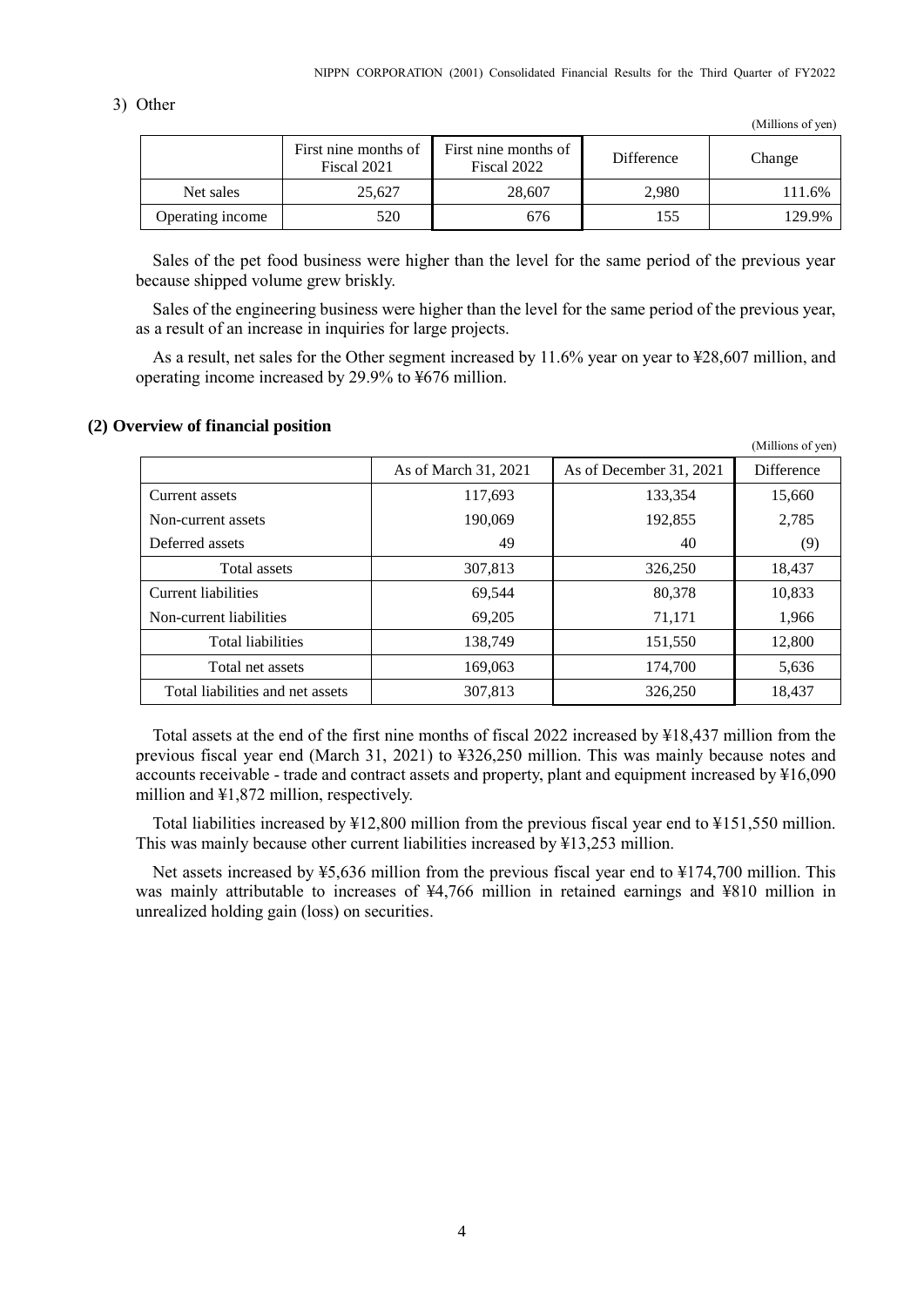3) Other

(Millions of yen)

| | First nine months of Fiscal 2021 | First nine months of Fiscal 2022 | Difference | Change |
|---|---|---|---|---|
| Net sales | 25,627 | 28,607 | 2,980 | 111.6% |
| Operating income | 520 | 676 | 155 | 129.9% |

Sales of the pet food business were higher than the level for the same period of the previous year because shipped volume grew briskly.

Sales of the engineering business were higher than the level for the same period of the previous year, as a result of an increase in inquiries for large projects.

As a result, net sales for the Other segment increased by 11.6% year on year to ¥28,607 million, and operating income increased by 29.9% to ¥676 million.

## (2) Overview of financial position

(Millions of yen)

| | As of March 31, 2021 | As of December 31, 2021 | Difference |
|---|---|---|---|
| Current assets | 117,693 | 133,354 | 15,660 |
| Non-current assets | 190,069 | 192,855 | 2,785 |
| Deferred assets | 49 | 40 | (9) |
| Total assets | 307,813 | 326,250 | 18,437 |
| Current liabilities | 69,544 | 80,378 | 10,833 |
| Non-current liabilities | 69,205 | 71,171 | 1,966 |
| Total liabilities | 138,749 | 151,550 | 12,800 |
| Total net assets | 169,063 | 174,700 | 5,636 |
| Total liabilities and net assets | 307,813 | 326,250 | 18,437 |

Total assets at the end of the first nine months of fiscal 2022 increased by ¥18,437 million from the previous fiscal year end (March 31, 2021) to ¥326,250 million. This was mainly because notes and accounts receivable - trade and contract assets and property, plant and equipment increased by ¥16,090 million and ¥1,872 million, respectively.

Total liabilities increased by ¥12,800 million from the previous fiscal year end to ¥151,550 million. This was mainly because other current liabilities increased by ¥13,253 million.

Net assets increased by ¥5,636 million from the previous fiscal year end to ¥174,700 million. This was mainly attributable to increases of ¥4,766 million in retained earnings and ¥810 million in unrealized holding gain (loss) on securities.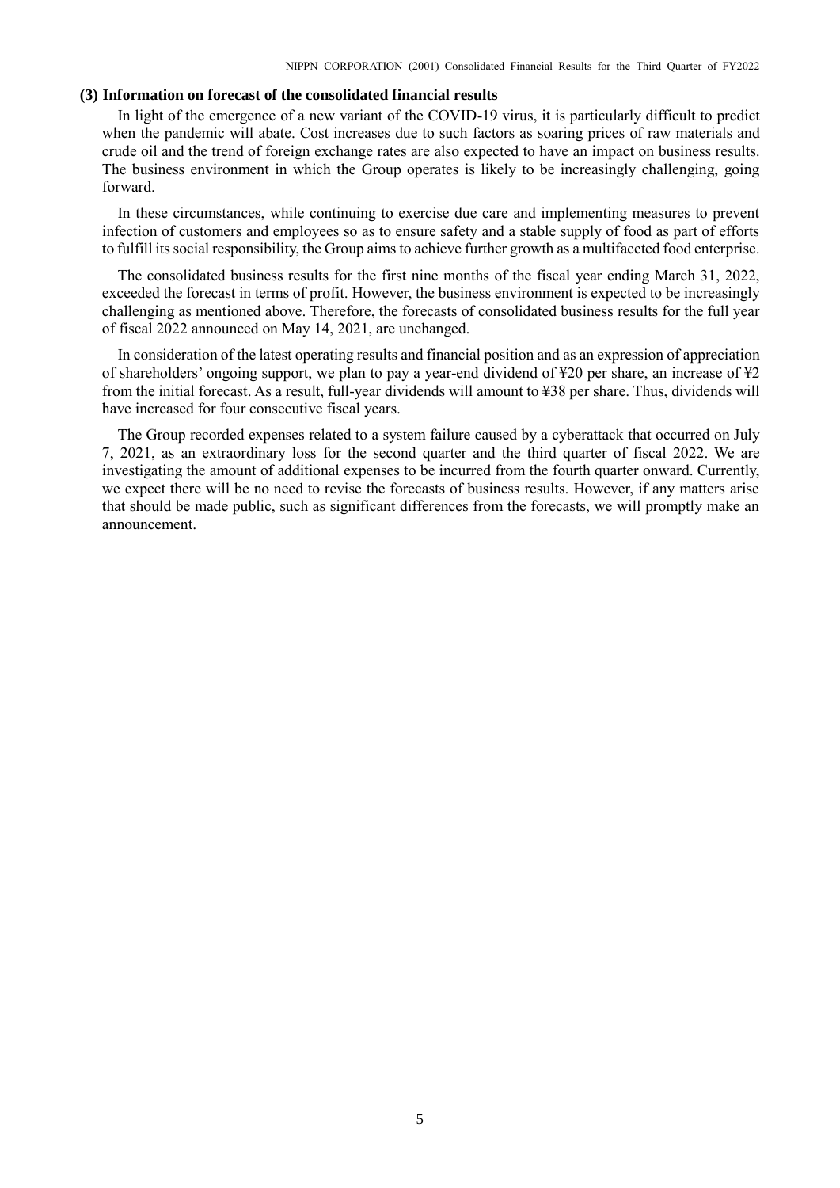### (3) Information on forecast of the consolidated financial results

In light of the emergence of a new variant of the COVID-19 virus, it is particularly difficult to predict when the pandemic will abate. Cost increases due to such factors as soaring prices of raw materials and crude oil and the trend of foreign exchange rates are also expected to have an impact on business results. The business environment in which the Group operates is likely to be increasingly challenging, going forward.

In these circumstances, while continuing to exercise due care and implementing measures to prevent infection of customers and employees so as to ensure safety and a stable supply of food as part of efforts to fulfill its social responsibility, the Group aims to achieve further growth as a multifaceted food enterprise.

The consolidated business results for the first nine months of the fiscal year ending March 31, 2022, exceeded the forecast in terms of profit. However, the business environment is expected to be increasingly challenging as mentioned above. Therefore, the forecasts of consolidated business results for the full year of fiscal 2022 announced on May 14, 2021, are unchanged.

In consideration of the latest operating results and financial position and as an expression of appreciation of shareholders' ongoing support, we plan to pay a year-end dividend of ¥20 per share, an increase of ¥2 from the initial forecast. As a result, full-year dividends will amount to ¥38 per share. Thus, dividends will have increased for four consecutive fiscal years.

The Group recorded expenses related to a system failure caused by a cyberattack that occurred on July 7, 2021, as an extraordinary loss for the second quarter and the third quarter of fiscal 2022. We are investigating the amount of additional expenses to be incurred from the fourth quarter onward. Currently, we expect there will be no need to revise the forecasts of business results. However, if any matters arise that should be made public, such as significant differences from the forecasts, we will promptly make an announcement.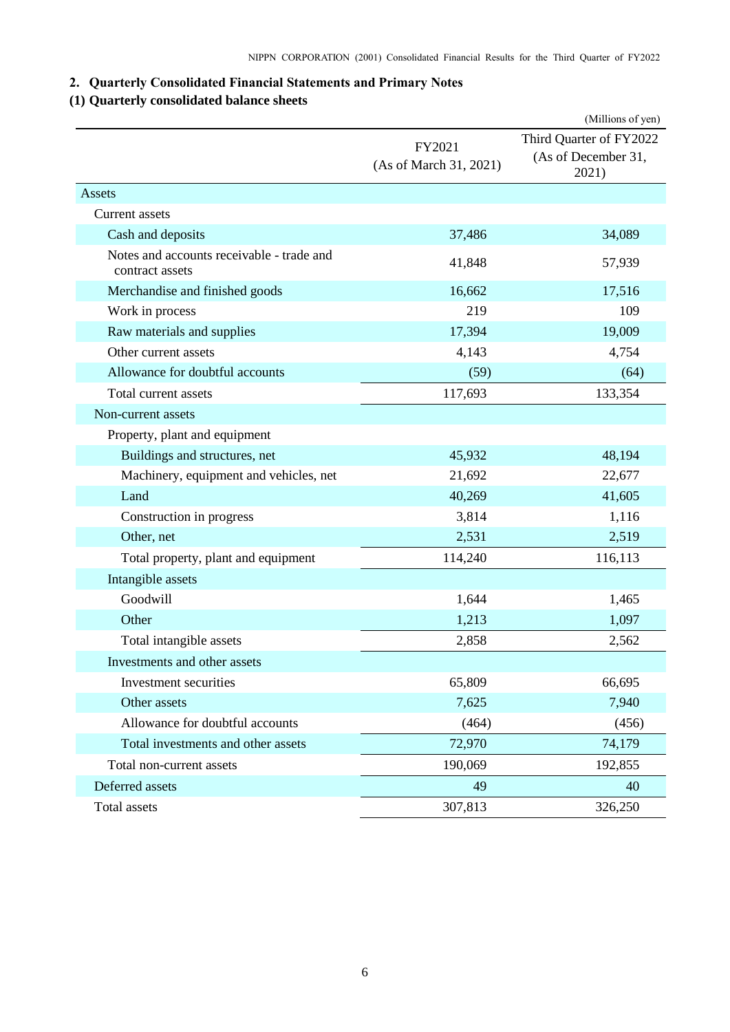## 2. Quarterly Consolidated Financial Statements and Primary Notes

### (1) Quarterly consolidated balance sheets

(Millions of yen)

| | FY2021 (As of March 31, 2021) | Third Quarter of FY2022 (As of December 31, 2021) |
|---|---|---|
| Assets | | |
| Current assets | | |
| Cash and deposits | 37,486 | 34,089 |
| Notes and accounts receivable - trade and contract assets | 41,848 | 57,939 |
| Merchandise and finished goods | 16,662 | 17,516 |
| Work in process | 219 | 109 |
| Raw materials and supplies | 17,394 | 19,009 |
| Other current assets | 4,143 | 4,754 |
| Allowance for doubtful accounts | (59) | (64) |
| Total current assets | 117,693 | 133,354 |
| Non-current assets | | |
| Property, plant and equipment | | |
| Buildings and structures, net | 45,932 | 48,194 |
| Machinery, equipment and vehicles, net | 21,692 | 22,677 |
| Land | 40,269 | 41,605 |
| Construction in progress | 3,814 | 1,116 |
| Other, net | 2,531 | 2,519 |
| Total property, plant and equipment | 114,240 | 116,113 |
| Intangible assets | | |
| Goodwill | 1,644 | 1,465 |
| Other | 1,213 | 1,097 |
| Total intangible assets | 2,858 | 2,562 |
| Investments and other assets | | |
| Investment securities | 65,809 | 66,695 |
| Other assets | 7,625 | 7,940 |
| Allowance for doubtful accounts | (464) | (456) |
| Total investments and other assets | 72,970 | 74,179 |
| Total non-current assets | 190,069 | 192,855 |
| Deferred assets | 49 | 40 |
| Total assets | 307,813 | 326,250 |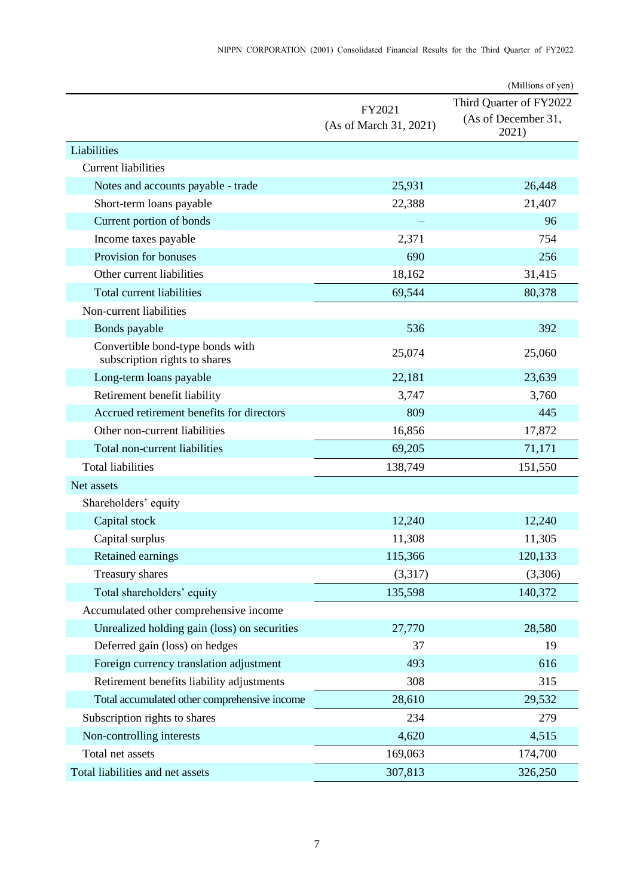(Millions of yen)

| | FY2021 (As of March 31, 2021) | Third Quarter of FY2022 (As of December 31, 2021) |
|---|---|---|
| Liabilities | | |
| Current liabilities | | |
| Notes and accounts payable - trade | 25,931 | 26,448 |
| Short-term loans payable | 22,388 | 21,407 |
| Current portion of bonds | – | 96 |
| Income taxes payable | 2,371 | 754 |
| Provision for bonuses | 690 | 256 |
| Other current liabilities | 18,162 | 31,415 |
| Total current liabilities | 69,544 | 80,378 |
| Non-current liabilities | | |
| Bonds payable | 536 | 392 |
| Convertible bond-type bonds with subscription rights to shares | 25,074 | 25,060 |
| Long-term loans payable | 22,181 | 23,639 |
| Retirement benefit liability | 3,747 | 3,760 |
| Accrued retirement benefits for directors | 809 | 445 |
| Other non-current liabilities | 16,856 | 17,872 |
| Total non-current liabilities | 69,205 | 71,171 |
| Total liabilities | 138,749 | 151,550 |
| Net assets | | |
| Shareholders' equity | | |
| Capital stock | 12,240 | 12,240 |
| Capital surplus | 11,308 | 11,305 |
| Retained earnings | 115,366 | 120,133 |
| Treasury shares | (3,317) | (3,306) |
| Total shareholders' equity | 135,598 | 140,372 |
| Accumulated other comprehensive income | | |
| Unrealized holding gain (loss) on securities | 27,770 | 28,580 |
| Deferred gain (loss) on hedges | 37 | 19 |
| Foreign currency translation adjustment | 493 | 616 |
| Retirement benefits liability adjustments | 308 | 315 |
| Total accumulated other comprehensive income | 28,610 | 29,532 |
| Subscription rights to shares | 234 | 279 |
| Non-controlling interests | 4,620 | 4,515 |
| Total net assets | 169,063 | 174,700 |
| Total liabilities and net assets | 307,813 | 326,250 |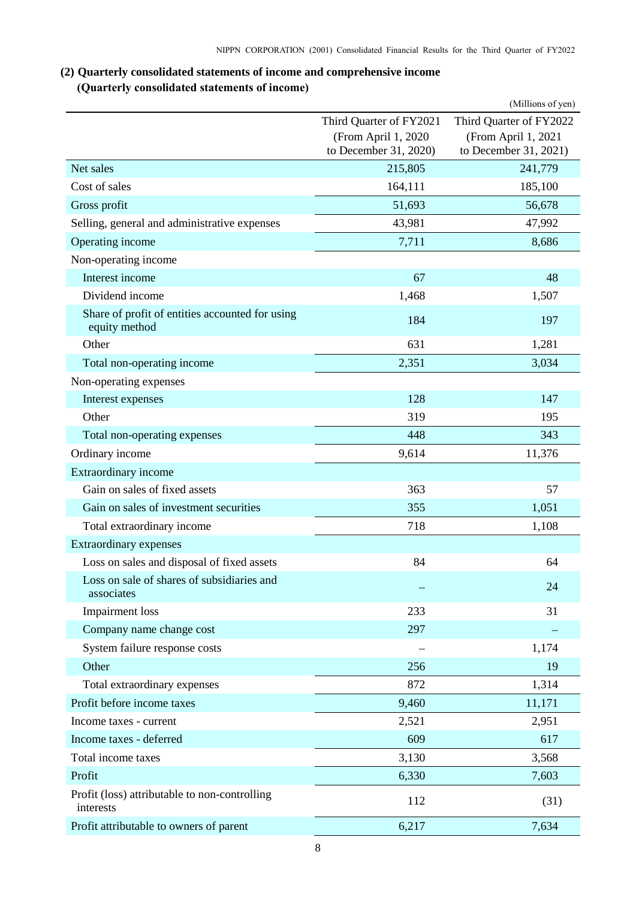## (2) Quarterly consolidated statements of income and comprehensive income

### (Quarterly consolidated statements of income)

(Millions of yen)

| | Third Quarter of FY2021 (From April 1, 2020 to December 31, 2020) | Third Quarter of FY2022 (From April 1, 2021 to December 31, 2021) |
|---|---|---|
| Net sales | 215,805 | 241,779 |
| Cost of sales | 164,111 | 185,100 |
| Gross profit | 51,693 | 56,678 |
| Selling, general and administrative expenses | 43,981 | 47,992 |
| Operating income | 7,711 | 8,686 |
| Non-operating income | | |
| Interest income | 67 | 48 |
| Dividend income | 1,468 | 1,507 |
| Share of profit of entities accounted for using equity method | 184 | 197 |
| Other | 631 | 1,281 |
| Total non-operating income | 2,351 | 3,034 |
| Non-operating expenses | | |
| Interest expenses | 128 | 147 |
| Other | 319 | 195 |
| Total non-operating expenses | 448 | 343 |
| Ordinary income | 9,614 | 11,376 |
| Extraordinary income | | |
| Gain on sales of fixed assets | 363 | 57 |
| Gain on sales of investment securities | 355 | 1,051 |
| Total extraordinary income | 718 | 1,108 |
| Extraordinary expenses | | |
| Loss on sales and disposal of fixed assets | 84 | 64 |
| Loss on sale of shares of subsidiaries and associates | – | 24 |
| Impairment loss | 233 | 31 |
| Company name change cost | 297 | – |
| System failure response costs | – | 1,174 |
| Other | 256 | 19 |
| Total extraordinary expenses | 872 | 1,314 |
| Profit before income taxes | 9,460 | 11,171 |
| Income taxes - current | 2,521 | 2,951 |
| Income taxes - deferred | 609 | 617 |
| Total income taxes | 3,130 | 3,568 |
| Profit | 6,330 | 7,603 |
| Profit (loss) attributable to non-controlling interests | 112 | (31) |
| Profit attributable to owners of parent | 6,217 | 7,634 |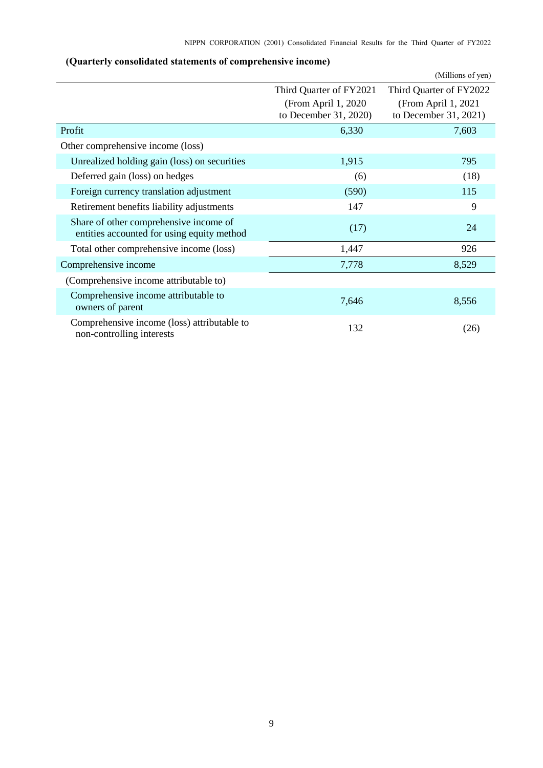**(Quarterly consolidated statements of comprehensive income)**

(Millions of yen)

| | Third Quarter of FY2021 (From April 1, 2020 to December 31, 2020) | Third Quarter of FY2022 (From April 1, 2021 to December 31, 2021) |
|---|---|---|
| Profit | 6,330 | 7,603 |
| Other comprehensive income (loss) | | |
| Unrealized holding gain (loss) on securities | 1,915 | 795 |
| Deferred gain (loss) on hedges | (6) | (18) |
| Foreign currency translation adjustment | (590) | 115 |
| Retirement benefits liability adjustments | 147 | 9 |
| Share of other comprehensive income of entities accounted for using equity method | (17) | 24 |
| Total other comprehensive income (loss) | 1,447 | 926 |
| Comprehensive income | 7,778 | 8,529 |
| (Comprehensive income attributable to) | | |
| Comprehensive income attributable to owners of parent | 7,646 | 8,556 |
| Comprehensive income (loss) attributable to non-controlling interests | 132 | (26) |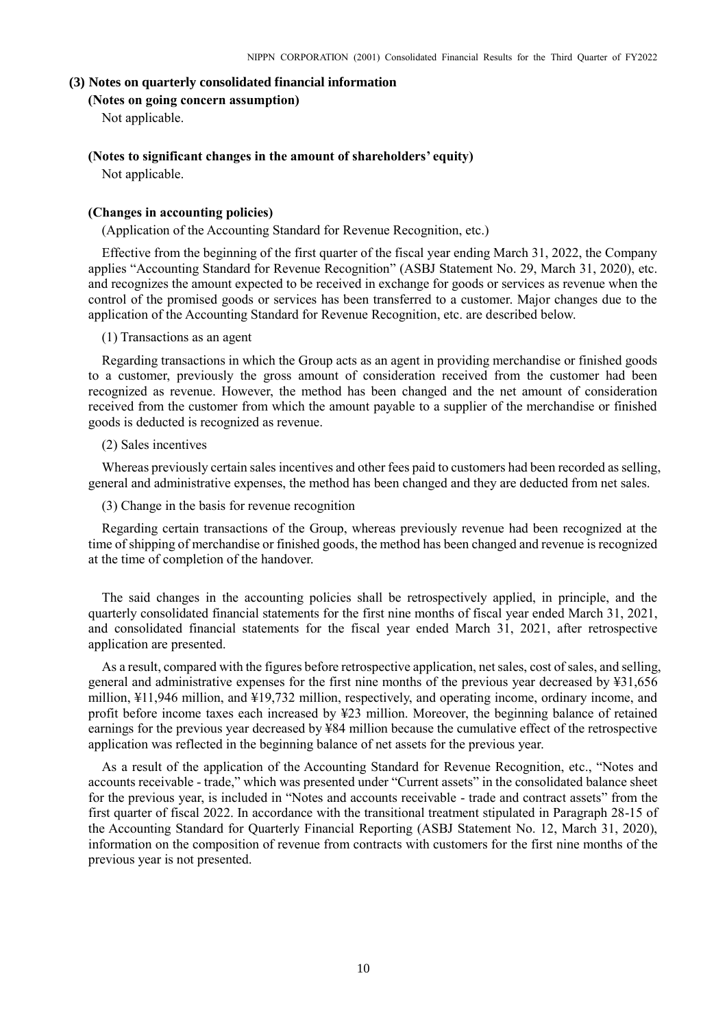### (3) Notes on quarterly consolidated financial information

**(Notes on going concern assumption)**

Not applicable.

**(Notes to significant changes in the amount of shareholders' equity)**

Not applicable.

**(Changes in accounting policies)**

(Application of the Accounting Standard for Revenue Recognition, etc.)

Effective from the beginning of the first quarter of the fiscal year ending March 31, 2022, the Company applies "Accounting Standard for Revenue Recognition" (ASBJ Statement No. 29, March 31, 2020), etc. and recognizes the amount expected to be received in exchange for goods or services as revenue when the control of the promised goods or services has been transferred to a customer. Major changes due to the application of the Accounting Standard for Revenue Recognition, etc. are described below.

(1) Transactions as an agent

Regarding transactions in which the Group acts as an agent in providing merchandise or finished goods to a customer, previously the gross amount of consideration received from the customer had been recognized as revenue. However, the method has been changed and the net amount of consideration received from the customer from which the amount payable to a supplier of the merchandise or finished goods is deducted is recognized as revenue.

(2) Sales incentives

Whereas previously certain sales incentives and other fees paid to customers had been recorded as selling, general and administrative expenses, the method has been changed and they are deducted from net sales.

(3) Change in the basis for revenue recognition

Regarding certain transactions of the Group, whereas previously revenue had been recognized at the time of shipping of merchandise or finished goods, the method has been changed and revenue is recognized at the time of completion of the handover.

The said changes in the accounting policies shall be retrospectively applied, in principle, and the quarterly consolidated financial statements for the first nine months of fiscal year ended March 31, 2021, and consolidated financial statements for the fiscal year ended March 31, 2021, after retrospective application are presented.

As a result, compared with the figures before retrospective application, net sales, cost of sales, and selling, general and administrative expenses for the first nine months of the previous year decreased by ¥31,656 million, ¥11,946 million, and ¥19,732 million, respectively, and operating income, ordinary income, and profit before income taxes each increased by ¥23 million. Moreover, the beginning balance of retained earnings for the previous year decreased by ¥84 million because the cumulative effect of the retrospective application was reflected in the beginning balance of net assets for the previous year.

As a result of the application of the Accounting Standard for Revenue Recognition, etc., "Notes and accounts receivable - trade," which was presented under "Current assets" in the consolidated balance sheet for the previous year, is included in "Notes and accounts receivable - trade and contract assets" from the first quarter of fiscal 2022. In accordance with the transitional treatment stipulated in Paragraph 28-15 of the Accounting Standard for Quarterly Financial Reporting (ASBJ Statement No. 12, March 31, 2020), information on the composition of revenue from contracts with customers for the first nine months of the previous year is not presented.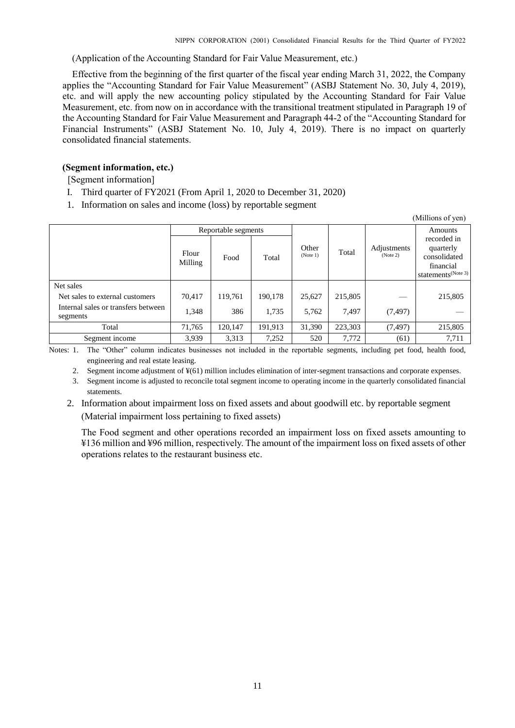(Application of the Accounting Standard for Fair Value Measurement, etc.)

Effective from the beginning of the first quarter of the fiscal year ending March 31, 2022, the Company applies the "Accounting Standard for Fair Value Measurement" (ASBJ Statement No. 30, July 4, 2019), etc. and will apply the new accounting policy stipulated by the Accounting Standard for Fair Value Measurement, etc. from now on in accordance with the transitional treatment stipulated in Paragraph 19 of the Accounting Standard for Fair Value Measurement and Paragraph 44-2 of the "Accounting Standard for Financial Instruments" (ASBJ Statement No. 10, July 4, 2019). There is no impact on quarterly consolidated financial statements.

**(Segment information, etc.)**

[Segment information]

I. Third quarter of FY2021 (From April 1, 2020 to December 31, 2020)

1. Information on sales and income (loss) by reportable segment

(Millions of yen)

| | Reportable segments | | | Other (Note 1) | Total | Adjustments (Note 2) | Amounts recorded in quarterly consolidated financial statements (Note 3) |
|---|---|---|---|---|---|---|---|
| | Flour Milling | Food | Total | | | | |
| Net sales | | | | | | | |
| Net sales to external customers | 70,417 | 119,761 | 190,178 | 25,627 | 215,805 | — | 215,805 |
| Internal sales or transfers between segments | 1,348 | 386 | 1,735 | 5,762 | 7,497 | (7,497) | — |
| Total | 71,765 | 120,147 | 191,913 | 31,390 | 223,303 | (7,497) | 215,805 |
| Segment income | 3,939 | 3,313 | 7,252 | 520 | 7,772 | (61) | 7,711 |

Notes: 1. The "Other" column indicates businesses not included in the reportable segments, including pet food, health food, engineering and real estate leasing.

2. Segment income adjustment of ¥(61) million includes elimination of inter-segment transactions and corporate expenses.

3. Segment income is adjusted to reconcile total segment income to operating income in the quarterly consolidated financial statements.

2. Information about impairment loss on fixed assets and about goodwill etc. by reportable segment

(Material impairment loss pertaining to fixed assets)

The Food segment and other operations recorded an impairment loss on fixed assets amounting to ¥136 million and ¥96 million, respectively. The amount of the impairment loss on fixed assets of other operations relates to the restaurant business etc.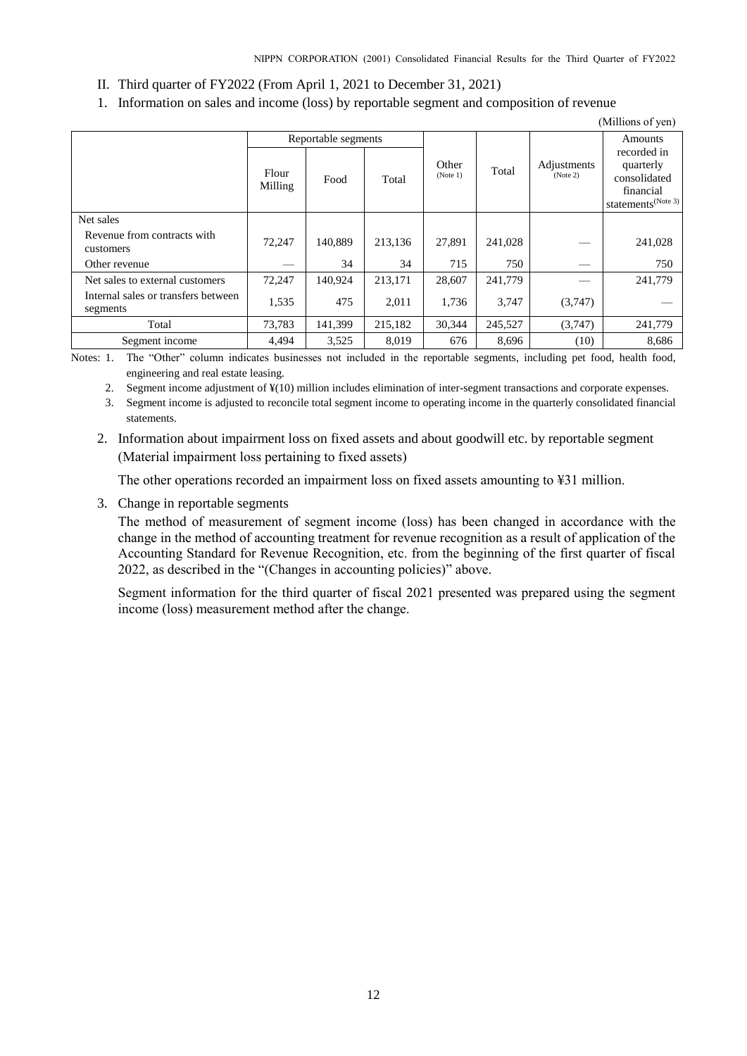II. Third quarter of FY2022 (From April 1, 2021 to December 31, 2021)

1. Information on sales and income (loss) by reportable segment and composition of revenue

(Millions of yen)

| | Reportable segments | | | Other (Note 1) | Total | Adjustments (Note 2) | Amounts recorded in quarterly consolidated financial statements (Note 3) |
|---|---|---|---|---|---|---|---|
| | Flour Milling | Food | Total | | | | |
| Net sales | | | | | | | |
| Revenue from contracts with customers | 72,247 | 140,889 | 213,136 | 27,891 | 241,028 | — | 241,028 |
| Other revenue | — | 34 | 34 | 715 | 750 | — | 750 |
| Net sales to external customers | 72,247 | 140,924 | 213,171 | 28,607 | 241,779 | — | 241,779 |
| Internal sales or transfers between segments | 1,535 | 475 | 2,011 | 1,736 | 3,747 | (3,747) | — |
| Total | 73,783 | 141,399 | 215,182 | 30,344 | 245,527 | (3,747) | 241,779 |
| Segment income | 4,494 | 3,525 | 8,019 | 676 | 8,696 | (10) | 8,686 |

Notes: 1. The "Other" column indicates businesses not included in the reportable segments, including pet food, health food, engineering and real estate leasing.

2. Segment income adjustment of ¥(10) million includes elimination of inter-segment transactions and corporate expenses.

3. Segment income is adjusted to reconcile total segment income to operating income in the quarterly consolidated financial statements.

2. Information about impairment loss on fixed assets and about goodwill etc. by reportable segment (Material impairment loss pertaining to fixed assets)

The other operations recorded an impairment loss on fixed assets amounting to ¥31 million.

3. Change in reportable segments

The method of measurement of segment income (loss) has been changed in accordance with the change in the method of accounting treatment for revenue recognition as a result of application of the Accounting Standard for Revenue Recognition, etc. from the beginning of the first quarter of fiscal 2022, as described in the "(Changes in accounting policies)" above.

Segment information for the third quarter of fiscal 2021 presented was prepared using the segment income (loss) measurement method after the change.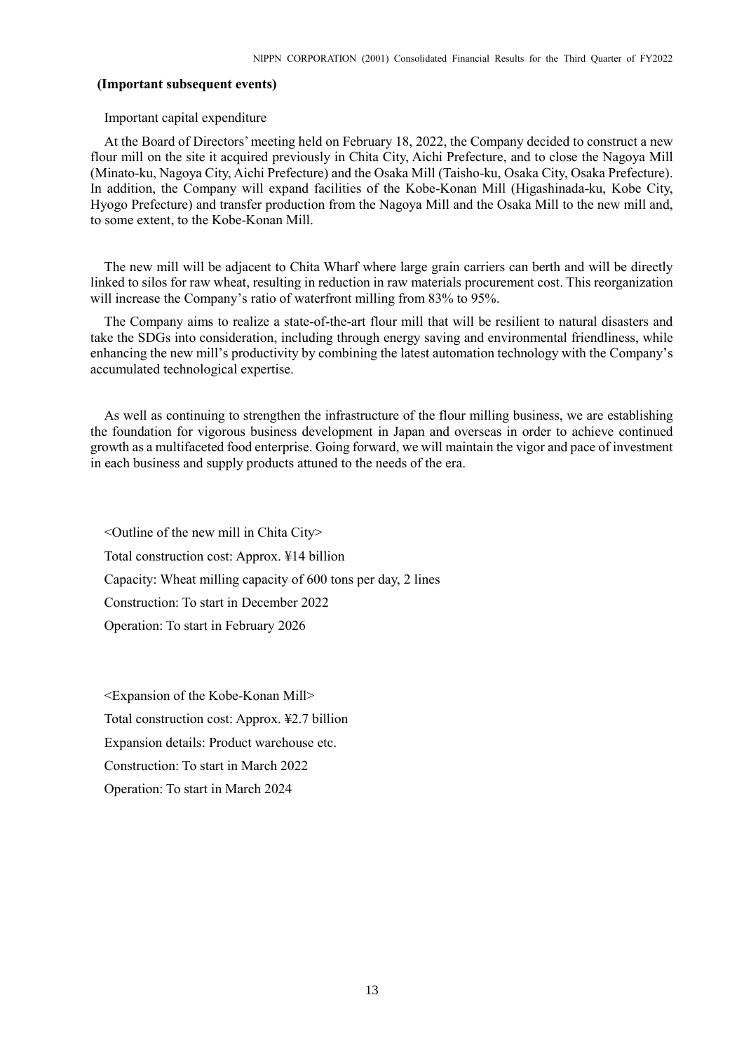### (Important subsequent events)

Important capital expenditure

At the Board of Directors' meeting held on February 18, 2022, the Company decided to construct a new flour mill on the site it acquired previously in Chita City, Aichi Prefecture, and to close the Nagoya Mill (Minato-ku, Nagoya City, Aichi Prefecture) and the Osaka Mill (Taisho-ku, Osaka City, Osaka Prefecture). In addition, the Company will expand facilities of the Kobe-Konan Mill (Higashinada-ku, Kobe City, Hyogo Prefecture) and transfer production from the Nagoya Mill and the Osaka Mill to the new mill and, to some extent, to the Kobe-Konan Mill.

The new mill will be adjacent to Chita Wharf where large grain carriers can berth and will be directly linked to silos for raw wheat, resulting in reduction in raw materials procurement cost. This reorganization will increase the Company's ratio of waterfront milling from 83% to 95%.

The Company aims to realize a state-of-the-art flour mill that will be resilient to natural disasters and take the SDGs into consideration, including through energy saving and environmental friendliness, while enhancing the new mill's productivity by combining the latest automation technology with the Company's accumulated technological expertise.

As well as continuing to strengthen the infrastructure of the flour milling business, we are establishing the foundation for vigorous business development in Japan and overseas in order to achieve continued growth as a multifaceted food enterprise. Going forward, we will maintain the vigor and pace of investment in each business and supply products attuned to the needs of the era.

<Outline of the new mill in Chita City>

Total construction cost: Approx. ¥14 billion

Capacity: Wheat milling capacity of 600 tons per day, 2 lines

Construction: To start in December 2022

Operation: To start in February 2026

<Expansion of the Kobe-Konan Mill>

Total construction cost: Approx. ¥2.7 billion

Expansion details: Product warehouse etc.

Construction: To start in March 2022

Operation: To start in March 2024